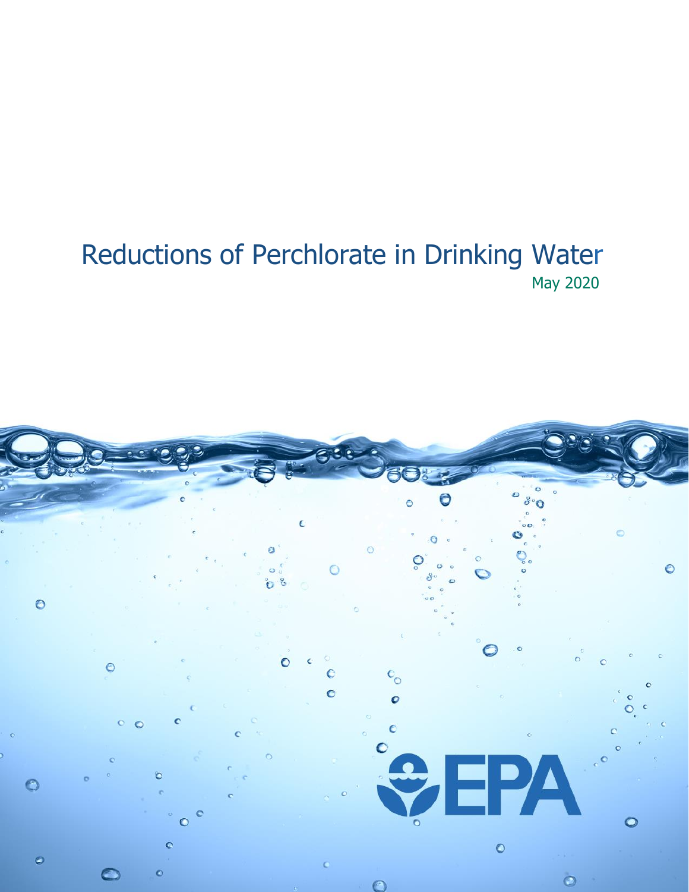# Reductions of Perchlorate in Drinking Water

May 2020

EPA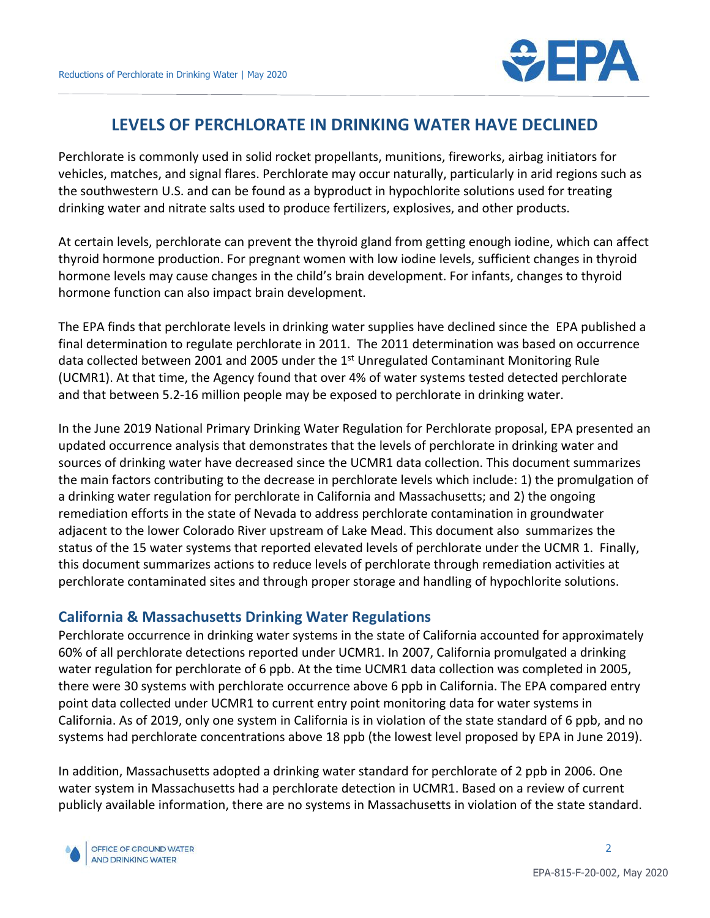# LEVELS OF PERCHLORATE IN DRINKING WATER HAVE DECLINED

Perchlorate is commonly used in solid rocket propellants, munitions, fireworks, airbag initiators for vehicles, matches, and signal flares. Perchlorate may occur naturally, particularly in arid regions such as the southwestern U.S. and can be found as a byproduct in hypochlorite solutions used for treating drinking water and nitrate salts used to produce fertilizers, explosives, and other products.

At certain levels, perchlorate can prevent the thyroid gland from getting enough iodine, which can affect thyroid hormone production. For pregnant women with low iodine levels, sufficient changes in thyroid hormone levels may cause changes in the child's brain development. For infants, changes to thyroid hormone function can also impact brain development.

The EPA finds that perchlorate levels in drinking water supplies have declined since the EPA published a final determination to regulate perchlorate in 2011. The 2011 determination was based on occurrence data collected between 2001 and 2005 under the 1st Unregulated Contaminant Monitoring Rule (UCMR1). At that time, the Agency found that over 4% of water systems tested detected perchlorate and that between 5.2-16 million people may be exposed to perchlorate in drinking water.

In the June 2019 National Primary Drinking Water Regulation for Perchlorate proposal, EPA presented an updated occurrence analysis that demonstrates that the levels of perchlorate in drinking water and sources of drinking water have decreased since the UCMR1 data collection. This document summarizes the main factors contributing to the decrease in perchlorate levels which include: 1) the promulgation of a drinking water regulation for perchlorate in California and Massachusetts; and 2) the ongoing remediation efforts in the state of Nevada to address perchlorate contamination in groundwater adjacent to the lower Colorado River upstream of Lake Mead. This document also summarizes the status of the 15 water systems that reported elevated levels of perchlorate under the UCMR 1. Finally, this document summarizes actions to reduce levels of perchlorate through remediation activities at perchlorate contaminated sites and through proper storage and handling of hypochlorite solutions.

## California & Massachusetts Drinking Water Regulations

Perchlorate occurrence in drinking water systems in the state of California accounted for approximately 60% of all perchlorate detections reported under UCMR1. In 2007, California promulgated a drinking water regulation for perchlorate of 6 ppb. At the time UCMR1 data collection was completed in 2005, there were 30 systems with perchlorate occurrence above 6 ppb in California. The EPA compared entry point data collected under UCMR1 to current entry point monitoring data for water systems in California. As of 2019, only one system in California is in violation of the state standard of 6 ppb, and no systems had perchlorate concentrations above 18 ppb (the lowest level proposed by EPA in June 2019).

In addition, Massachusetts adopted a drinking water standard for perchlorate of 2 ppb in 2006. One water system in Massachusetts had a perchlorate detection in UCMR1. Based on a review of current publicly available information, there are no systems in Massachusetts in violation of the state standard.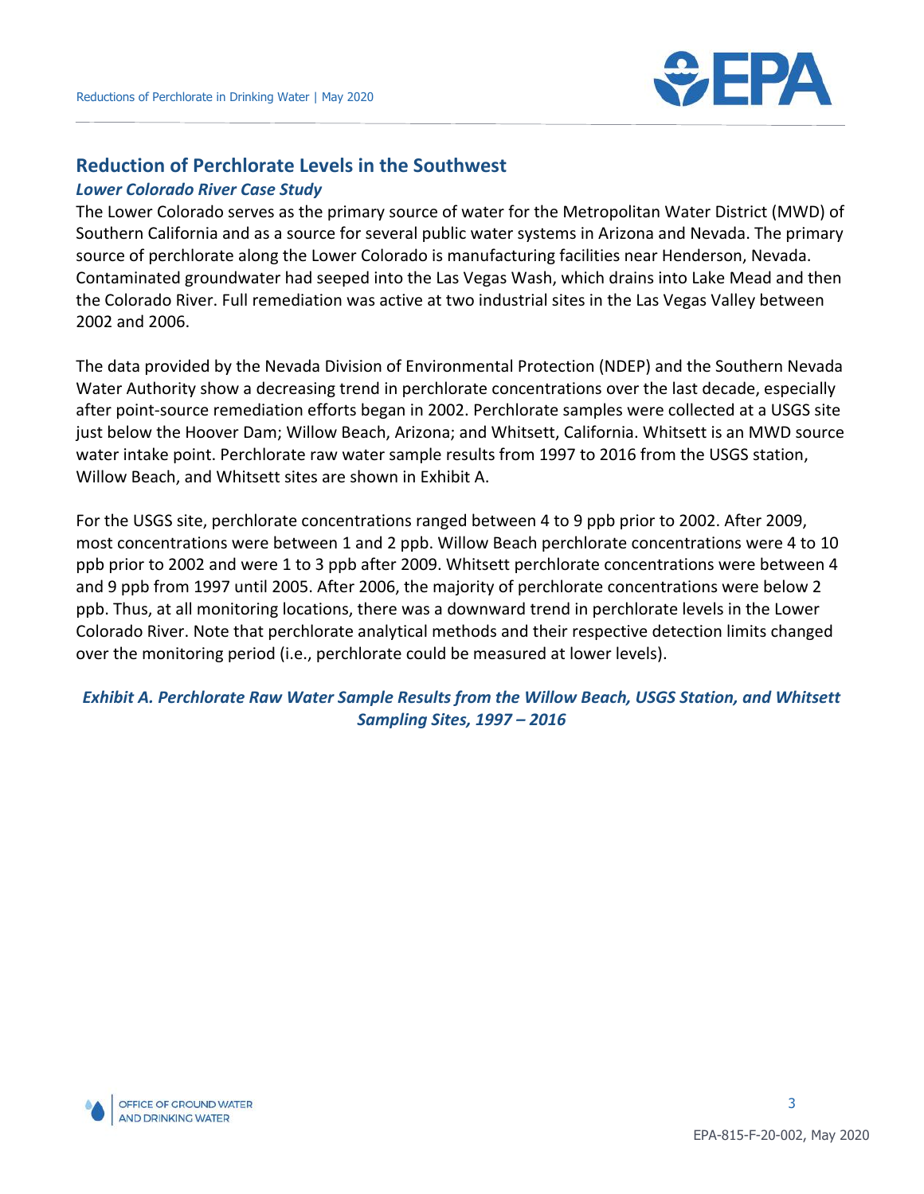## Reduction of Perchlorate Levels in the Southwest

### *Lower Colorado River Case Study*

The Lower Colorado serves as the primary source of water for the Metropolitan Water District (MWD) of Southern California and as a source for several public water systems in Arizona and Nevada. The primary source of perchlorate along the Lower Colorado is manufacturing facilities near Henderson, Nevada. Contaminated groundwater had seeped into the Las Vegas Wash, which drains into Lake Mead and then the Colorado River. Full remediation was active at two industrial sites in the Las Vegas Valley between 2002 and 2006.

The data provided by the Nevada Division of Environmental Protection (NDEP) and the Southern Nevada Water Authority show a decreasing trend in perchlorate concentrations over the last decade, especially after point-source remediation efforts began in 2002. Perchlorate samples were collected at a USGS site just below the Hoover Dam; Willow Beach, Arizona; and Whitsett, California. Whitsett is an MWD source water intake point. Perchlorate raw water sample results from 1997 to 2016 from the USGS station, Willow Beach, and Whitsett sites are shown in Exhibit A.

For the USGS site, perchlorate concentrations ranged between 4 to 9 ppb prior to 2002. After 2009, most concentrations were between 1 and 2 ppb. Willow Beach perchlorate concentrations were 4 to 10 ppb prior to 2002 and were 1 to 3 ppb after 2009. Whitsett perchlorate concentrations were between 4 and 9 ppb from 1997 until 2005. After 2006, the majority of perchlorate concentrations were below 2 ppb. Thus, at all monitoring locations, there was a downward trend in perchlorate levels in the Lower Colorado River. Note that perchlorate analytical methods and their respective detection limits changed over the monitoring period (i.e., perchlorate could be measured at lower levels).

***Exhibit A. Perchlorate Raw Water Sample Results from the Willow Beach, USGS Station, and Whitsett Sampling Sites, 1997 – 2016***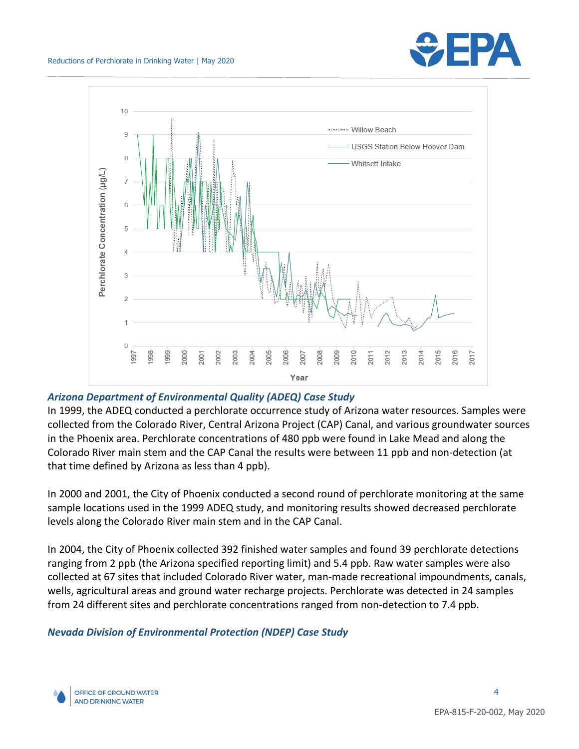### Arizona Department of Environmental Quality (ADEQ) Case Study

In 1999, the ADEQ conducted a perchlorate occurrence study of Arizona water resources. Samples were collected from the Colorado River, Central Arizona Project (CAP) Canal, and various groundwater sources in the Phoenix area. Perchlorate concentrations of 480 ppb were found in Lake Mead and along the Colorado River main stem and the CAP Canal the results were between 11 ppb and non-detection (at that time defined by Arizona as less than 4 ppb).

In 2000 and 2001, the City of Phoenix conducted a second round of perchlorate monitoring at the same sample locations used in the 1999 ADEQ study, and monitoring results showed decreased perchlorate levels along the Colorado River main stem and in the CAP Canal.

In 2004, the City of Phoenix collected 392 finished water samples and found 39 perchlorate detections ranging from 2 ppb (the Arizona specified reporting limit) and 5.4 ppb. Raw water samples were also collected at 67 sites that included Colorado River water, man-made recreational impoundments, canals, wells, agricultural areas and ground water recharge projects. Perchlorate was detected in 24 samples from 24 different sites and perchlorate concentrations ranged from non-detection to 7.4 ppb.

### Nevada Division of Environmental Protection (NDEP) Case Study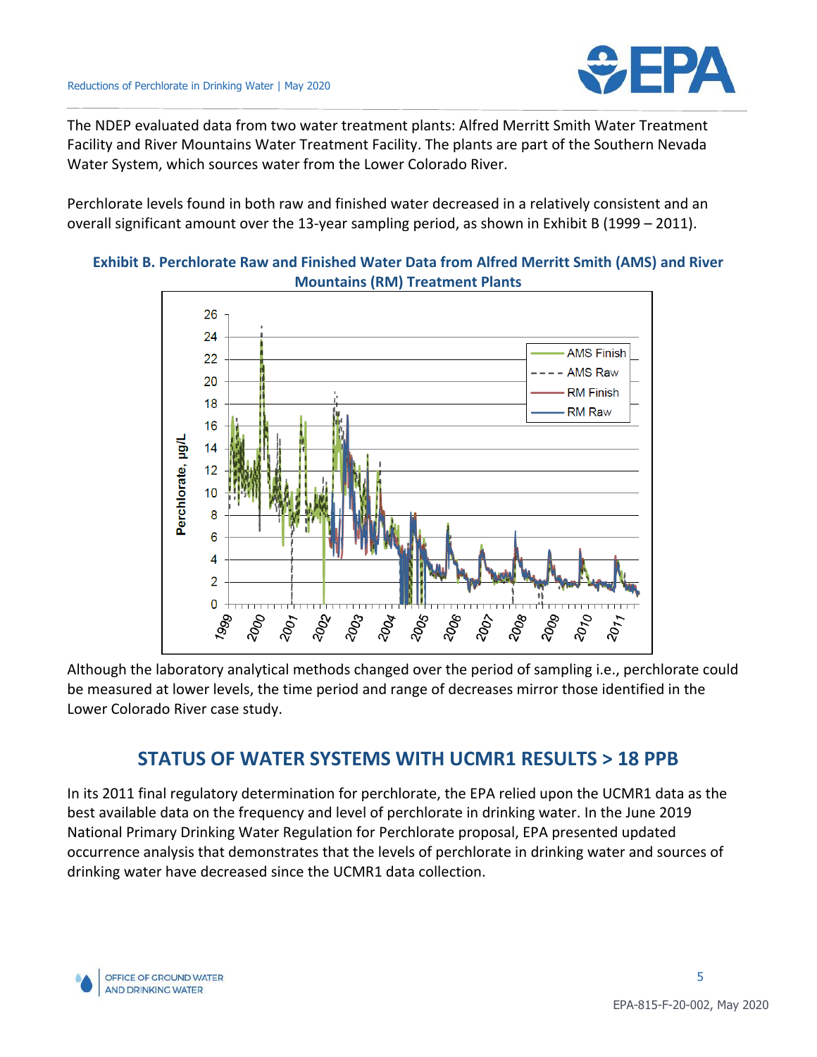The NDEP evaluated data from two water treatment plants: Alfred Merritt Smith Water Treatment Facility and River Mountains Water Treatment Facility. The plants are part of the Southern Nevada Water System, which sources water from the Lower Colorado River.

Perchlorate levels found in both raw and finished water decreased in a relatively consistent and an overall significant amount over the 13-year sampling period, as shown in Exhibit B (1999 – 2011).

**Exhibit B. Perchlorate Raw and Finished Water Data from Alfred Merritt Smith (AMS) and River Mountains (RM) Treatment Plants**

Although the laboratory analytical methods changed over the period of sampling i.e., perchlorate could be measured at lower levels, the time period and range of decreases mirror those identified in the Lower Colorado River case study.

## STATUS OF WATER SYSTEMS WITH UCMR1 RESULTS > 18 PPB

In its 2011 final regulatory determination for perchlorate, the EPA relied upon the UCMR1 data as the best available data on the frequency and level of perchlorate in drinking water. In the June 2019 National Primary Drinking Water Regulation for Perchlorate proposal, EPA presented updated occurrence analysis that demonstrates that the levels of perchlorate in drinking water and sources of drinking water have decreased since the UCMR1 data collection.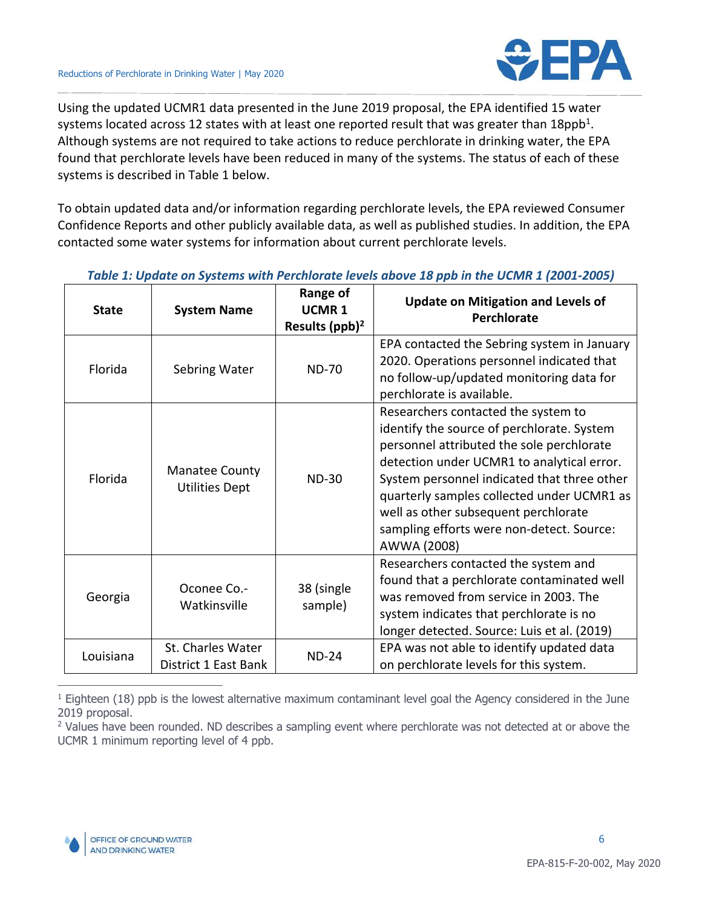Using the updated UCMR1 data presented in the June 2019 proposal, the EPA identified 15 water systems located across 12 states with at least one reported result that was greater than 18ppb[1]. Although systems are not required to take actions to reduce perchlorate in drinking water, the EPA found that perchlorate levels have been reduced in many of the systems. The status of each of these systems is described in Table 1 below.

To obtain updated data and/or information regarding perchlorate levels, the EPA reviewed Consumer Confidence Reports and other publicly available data, as well as published studies. In addition, the EPA contacted some water systems for information about current perchlorate levels.

*Table 1: Update on Systems with Perchlorate levels above 18 ppb in the UCMR 1 (2001-2005)*

| State | System Name | Range of UCMR 1 Results (ppb)[2] | Update on Mitigation and Levels of Perchlorate |
|---|---|---|---|
| Florida | Sebring Water | ND-70 | EPA contacted the Sebring system in January 2020. Operations personnel indicated that no follow-up/updated monitoring data for perchlorate is available. |
| Florida | Manatee County Utilities Dept | ND-30 | Researchers contacted the system to identify the source of perchlorate. System personnel attributed the sole perchlorate detection under UCMR1 to analytical error. System personnel indicated that three other quarterly samples collected under UCMR1 as well as other subsequent perchlorate sampling efforts were non-detect. Source: AWWA (2008) |
| Georgia | Oconee Co.-Watkinsville | 38 (single sample) | Researchers contacted the system and found that a perchlorate contaminated well was removed from service in 2003. The system indicates that perchlorate is no longer detected. Source: Luis et al. (2019) |
| Louisiana | St. Charles Water District 1 East Bank | ND-24 | EPA was not able to identify updated data on perchlorate levels for this system. |

[1] Eighteen (18) ppb is the lowest alternative maximum contaminant level goal the Agency considered in the June 2019 proposal.

[2] Values have been rounded. ND describes a sampling event where perchlorate was not detected at or above the UCMR 1 minimum reporting level of 4 ppb.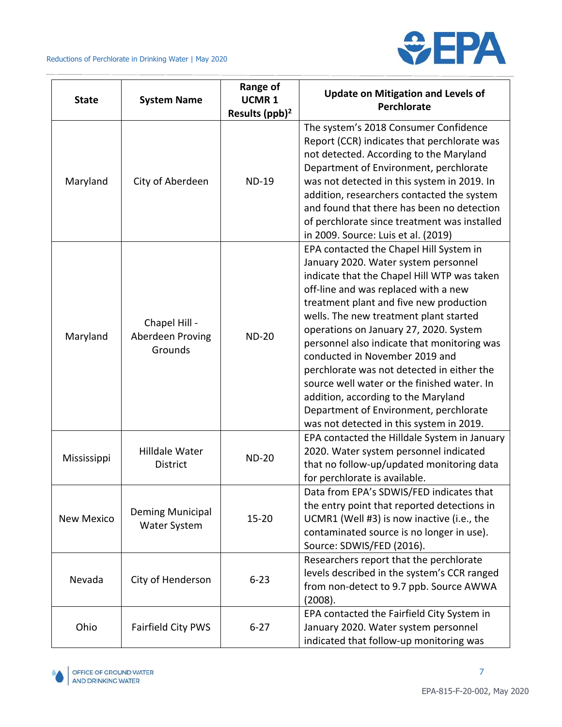| State | System Name | Range of UCMR 1 Results (ppb)[2] | Update on Mitigation and Levels of Perchlorate |
|---|---|---|---|
| Maryland | City of Aberdeen | ND-19 | The system's 2018 Consumer Confidence Report (CCR) indicates that perchlorate was not detected. According to the Maryland Department of Environment, perchlorate was not detected in this system in 2019. In addition, researchers contacted the system and found that there has been no detection of perchlorate since treatment was installed in 2009. Source: Luis et al. (2019) |
| Maryland | Chapel Hill - Aberdeen Proving Grounds | ND-20 | EPA contacted the Chapel Hill System in January 2020. Water system personnel indicate that the Chapel Hill WTP was taken off-line and was replaced with a new treatment plant and five new production wells. The new treatment plant started operations on January 27, 2020. System personnel also indicate that monitoring was conducted in November 2019 and perchlorate was not detected in either the source well water or the finished water. In addition, according to the Maryland Department of Environment, perchlorate was not detected in this system in 2019. |
| Mississippi | Hilldale Water District | ND-20 | EPA contacted the Hilldale System in January 2020. Water system personnel indicated that no follow-up/updated monitoring data for perchlorate is available. |
| New Mexico | Deming Municipal Water System | 15-20 | Data from EPA's SDWIS/FED indicates that the entry point that reported detections in UCMR1 (Well #3) is now inactive (i.e., the contaminated source is no longer in use). Source: SDWIS/FED (2016). |
| Nevada | City of Henderson | 6-23 | Researchers report that the perchlorate levels described in the system's CCR ranged from non-detect to 9.7 ppb. Source AWWA (2008). |
| Ohio | Fairfield City PWS | 6-27 | EPA contacted the Fairfield City System in January 2020. Water system personnel indicated that follow-up monitoring was |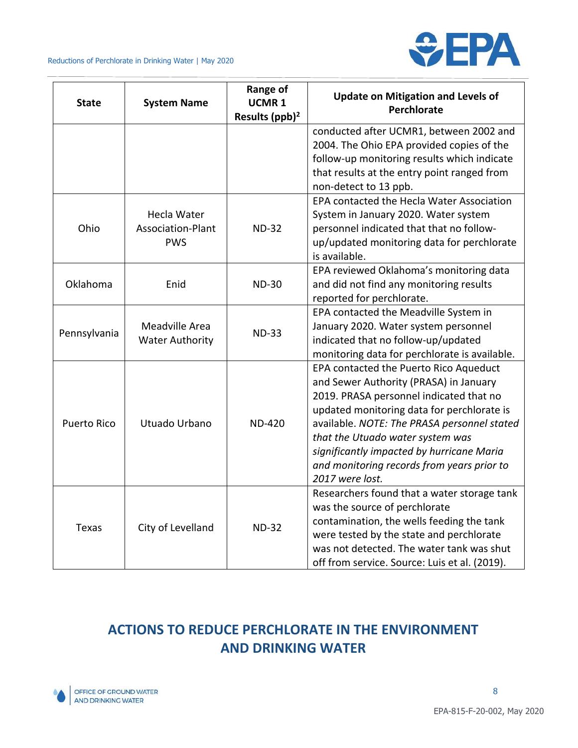| State | System Name | Range of UCMR 1 Results (ppb)[2] | Update on Mitigation and Levels of Perchlorate |
|---|---|---|---|
| | | | conducted after UCMR1, between 2002 and 2004. The Ohio EPA provided copies of the follow-up monitoring results which indicate that results at the entry point ranged from non-detect to 13 ppb. |
| Ohio | Hecla Water Association-Plant PWS | ND-32 | EPA contacted the Hecla Water Association System in January 2020. Water system personnel indicated that that no follow-up/updated monitoring data for perchlorate is available. |
| Oklahoma | Enid | ND-30 | EPA reviewed Oklahoma's monitoring data and did not find any monitoring results reported for perchlorate. |
| Pennsylvania | Meadville Area Water Authority | ND-33 | EPA contacted the Meadville System in January 2020. Water system personnel indicated that no follow-up/updated monitoring data for perchlorate is available. |
| Puerto Rico | Utuado Urbano | ND-420 | EPA contacted the Puerto Rico Aqueduct and Sewer Authority (PRASA) in January 2019. PRASA personnel indicated that no updated monitoring data for perchlorate is available. *NOTE: The PRASA personnel stated that the Utuado water system was significantly impacted by hurricane Maria and monitoring records from years prior to 2017 were lost.* |
| Texas | City of Levelland | ND-32 | Researchers found that a water storage tank was the source of perchlorate contamination, the wells feeding the tank were tested by the state and perchlorate was not detected. The water tank was shut off from service. Source: Luis et al. (2019). |

## ACTIONS TO REDUCE PERCHLORATE IN THE ENVIRONMENT AND DRINKING WATER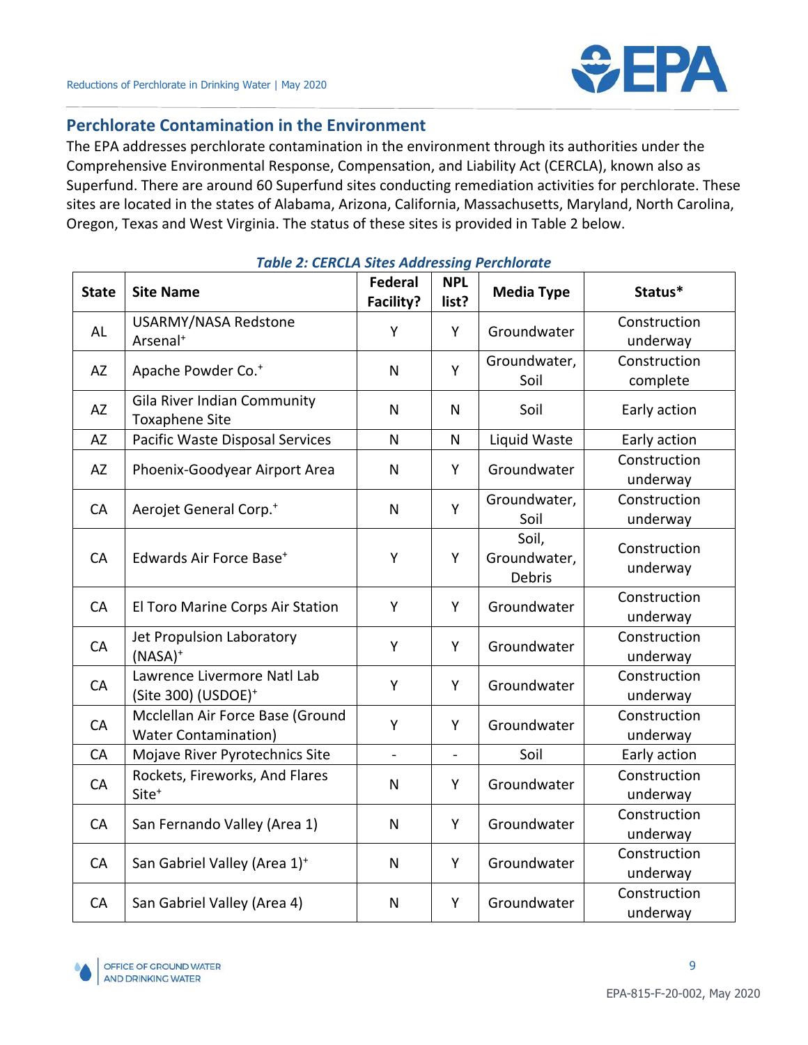## Perchlorate Contamination in the Environment

The EPA addresses perchlorate contamination in the environment through its authorities under the Comprehensive Environmental Response, Compensation, and Liability Act (CERCLA), known also as Superfund. There are around 60 Superfund sites conducting remediation activities for perchlorate. These sites are located in the states of Alabama, Arizona, California, Massachusetts, Maryland, North Carolina, Oregon, Texas and West Virginia. The status of these sites is provided in Table 2 below.

*Table 2: CERCLA Sites Addressing Perchlorate*

| State | Site Name | Federal Facility? | NPL list? | Media Type | Status* |
|---|---|---|---|---|---|
| AL | USARMY/NASA Redstone Arsenal⁺ | Y | Y | Groundwater | Construction underway |
| AZ | Apache Powder Co.⁺ | N | Y | Groundwater, Soil | Construction complete |
| AZ | Gila River Indian Community Toxaphene Site | N | N | Soil | Early action |
| AZ | Pacific Waste Disposal Services | N | N | Liquid Waste | Early action |
| AZ | Phoenix-Goodyear Airport Area | N | Y | Groundwater | Construction underway |
| CA | Aerojet General Corp.⁺ | N | Y | Groundwater, Soil | Construction underway |
| CA | Edwards Air Force Base⁺ | Y | Y | Soil, Groundwater, Debris | Construction underway |
| CA | El Toro Marine Corps Air Station | Y | Y | Groundwater | Construction underway |
| CA | Jet Propulsion Laboratory (NASA)⁺ | Y | Y | Groundwater | Construction underway |
| CA | Lawrence Livermore Natl Lab (Site 300) (USDOE)⁺ | Y | Y | Groundwater | Construction underway |
| CA | Mcclellan Air Force Base (Ground Water Contamination) | Y | Y | Groundwater | Construction underway |
| CA | Mojave River Pyrotechnics Site | - | - | Soil | Early action |
| CA | Rockets, Fireworks, And Flares Site⁺ | N | Y | Groundwater | Construction underway |
| CA | San Fernando Valley (Area 1) | N | Y | Groundwater | Construction underway |
| CA | San Gabriel Valley (Area 1)⁺ | N | Y | Groundwater | Construction underway |
| CA | San Gabriel Valley (Area 4) | N | Y | Groundwater | Construction underway |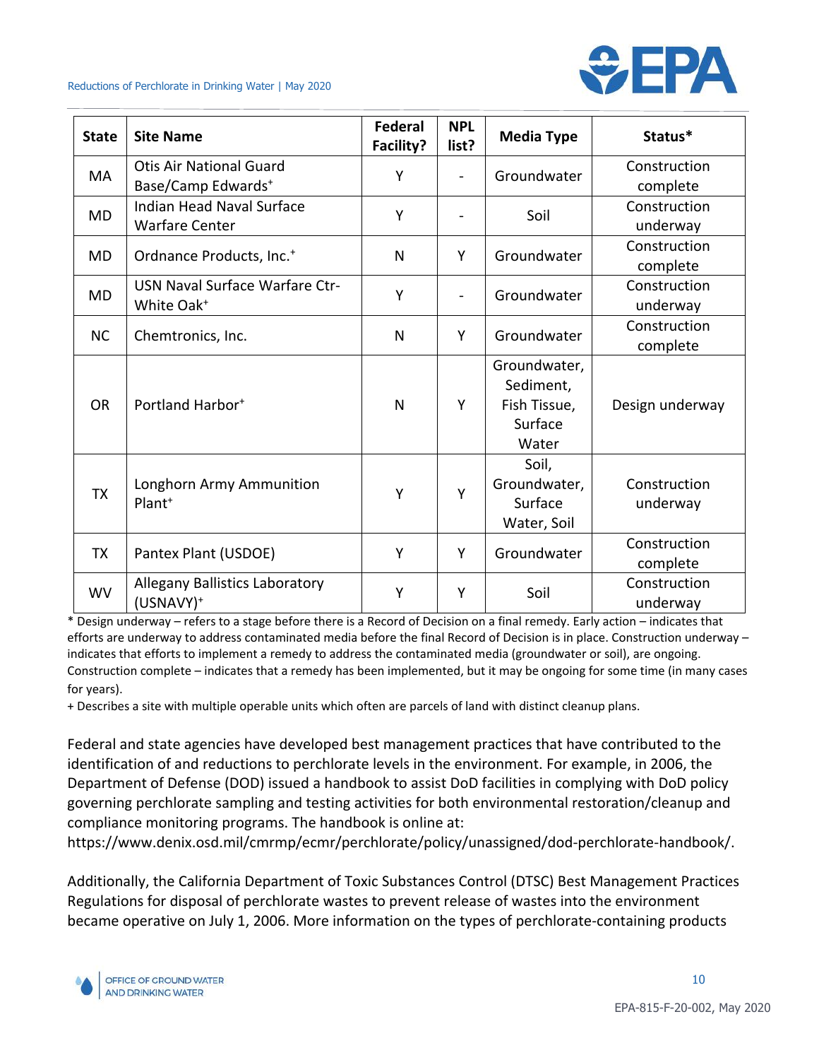| State | Site Name | Federal Facility? | NPL list? | Media Type | Status* |
|---|---|---|---|---|---|
| MA | Otis Air National Guard Base/Camp Edwards+ | Y | - | Groundwater | Construction complete |
| MD | Indian Head Naval Surface Warfare Center | Y | - | Soil | Construction underway |
| MD | Ordnance Products, Inc.+ | N | Y | Groundwater | Construction complete |
| MD | USN Naval Surface Warfare Ctr-White Oak+ | Y | - | Groundwater | Construction underway |
| NC | Chemtronics, Inc. | N | Y | Groundwater | Construction complete |
| OR | Portland Harbor+ | N | Y | Groundwater, Sediment, Fish Tissue, Surface Water | Design underway |
| TX | Longhorn Army Ammunition Plant+ | Y | Y | Soil, Groundwater, Surface Water, Soil | Construction underway |
| TX | Pantex Plant (USDOE) | Y | Y | Groundwater | Construction complete |
| WV | Allegany Ballistics Laboratory (USNAVY)+ | Y | Y | Soil | Construction underway |

* Design underway – refers to a stage before there is a Record of Decision on a final remedy. Early action – indicates that efforts are underway to address contaminated media before the final Record of Decision is in place. Construction underway – indicates that efforts to implement a remedy to address the contaminated media (groundwater or soil), are ongoing. Construction complete – indicates that a remedy has been implemented, but it may be ongoing for some time (in many cases for years).

+ Describes a site with multiple operable units which often are parcels of land with distinct cleanup plans.

Federal and state agencies have developed best management practices that have contributed to the identification of and reductions to perchlorate levels in the environment. For example, in 2006, the Department of Defense (DOD) issued a handbook to assist DoD facilities in complying with DoD policy governing perchlorate sampling and testing activities for both environmental restoration/cleanup and compliance monitoring programs. The handbook is online at: https://www.denix.osd.mil/cmrmp/ecmr/perchlorate/policy/unassigned/dod-perchlorate-handbook/.

Additionally, the California Department of Toxic Substances Control (DTSC) Best Management Practices Regulations for disposal of perchlorate wastes to prevent release of wastes into the environment became operative on July 1, 2006. More information on the types of perchlorate-containing products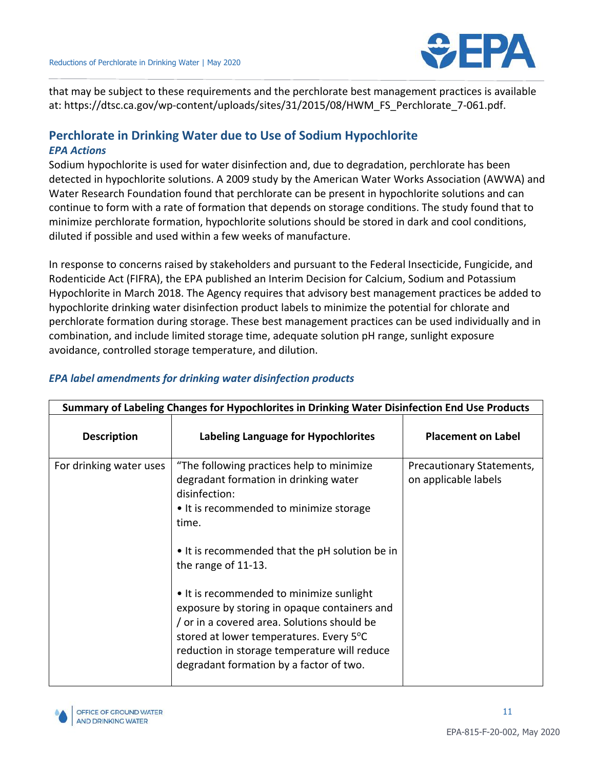that may be subject to these requirements and the perchlorate best management practices is available at: https://dtsc.ca.gov/wp-content/uploads/sites/31/2015/08/HWM_FS_Perchlorate_7-061.pdf.

## Perchlorate in Drinking Water due to Use of Sodium Hypochlorite

### *EPA Actions*

Sodium hypochlorite is used for water disinfection and, due to degradation, perchlorate has been detected in hypochlorite solutions. A 2009 study by the American Water Works Association (AWWA) and Water Research Foundation found that perchlorate can be present in hypochlorite solutions and can continue to form with a rate of formation that depends on storage conditions. The study found that to minimize perchlorate formation, hypochlorite solutions should be stored in dark and cool conditions, diluted if possible and used within a few weeks of manufacture.

In response to concerns raised by stakeholders and pursuant to the Federal Insecticide, Fungicide, and Rodenticide Act (FIFRA), the EPA published an Interim Decision for Calcium, Sodium and Potassium Hypochlorite in March 2018. The Agency requires that advisory best management practices be added to hypochlorite drinking water disinfection product labels to minimize the potential for chlorate and perchlorate formation during storage. These best management practices can be used individually and in combination, and include limited storage time, adequate solution pH range, sunlight exposure avoidance, controlled storage temperature, and dilution.

### *EPA label amendments for drinking water disinfection products*

| Summary of Labeling Changes for Hypochlorites in Drinking Water Disinfection End Use Products | | |
|---|---|---|
| **Description** | **Labeling Language for Hypochlorites** | **Placement on Label** |
| For drinking water uses | "The following practices help to minimize degradant formation in drinking water disinfection:<br>• It is recommended to minimize storage time.<br><br>• It is recommended that the pH solution be in the range of 11-13.<br><br>• It is recommended to minimize sunlight exposure by storing in opaque containers and / or in a covered area. Solutions should be stored at lower temperatures. Every 5°C reduction in storage temperature will reduce degradant formation by a factor of two. | Precautionary Statements, on applicable labels |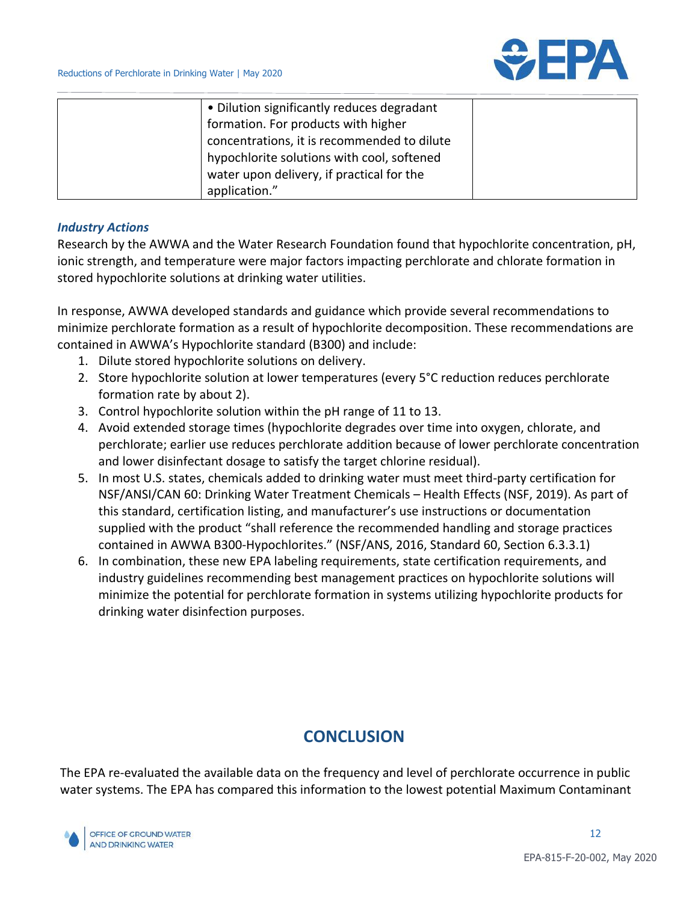|  | • Dilution significantly reduces degradant formation. For products with higher concentrations, it is recommended to dilute hypochlorite solutions with cool, softened water upon delivery, if practical for the application." |  |
|---|---|---|

### *Industry Actions*

Research by the AWWA and the Water Research Foundation found that hypochlorite concentration, pH, ionic strength, and temperature were major factors impacting perchlorate and chlorate formation in stored hypochlorite solutions at drinking water utilities.

In response, AWWA developed standards and guidance which provide several recommendations to minimize perchlorate formation as a result of hypochlorite decomposition. These recommendations are contained in AWWA's Hypochlorite standard (B300) and include:

1. Dilute stored hypochlorite solutions on delivery.
2. Store hypochlorite solution at lower temperatures (every 5°C reduction reduces perchlorate formation rate by about 2).
3. Control hypochlorite solution within the pH range of 11 to 13.
4. Avoid extended storage times (hypochlorite degrades over time into oxygen, chlorate, and perchlorate; earlier use reduces perchlorate addition because of lower perchlorate concentration and lower disinfectant dosage to satisfy the target chlorine residual).
5. In most U.S. states, chemicals added to drinking water must meet third-party certification for NSF/ANSI/CAN 60: Drinking Water Treatment Chemicals – Health Effects (NSF, 2019). As part of this standard, certification listing, and manufacturer's use instructions or documentation supplied with the product "shall reference the recommended handling and storage practices contained in AWWA B300-Hypochlorites." (NSF/ANS, 2016, Standard 60, Section 6.3.3.1)
6. In combination, these new EPA labeling requirements, state certification requirements, and industry guidelines recommending best management practices on hypochlorite solutions will minimize the potential for perchlorate formation in systems utilizing hypochlorite products for drinking water disinfection purposes.

## CONCLUSION

The EPA re-evaluated the available data on the frequency and level of perchlorate occurrence in public water systems. The EPA has compared this information to the lowest potential Maximum Contaminant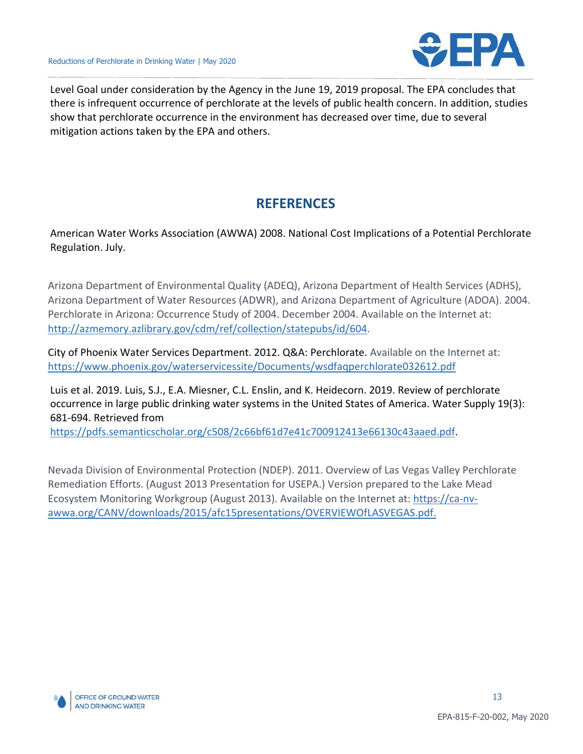Level Goal under consideration by the Agency in the June 19, 2019 proposal. The EPA concludes that there is infrequent occurrence of perchlorate at the levels of public health concern. In addition, studies show that perchlorate occurrence in the environment has decreased over time, due to several mitigation actions taken by the EPA and others.

## REFERENCES

American Water Works Association (AWWA) 2008. National Cost Implications of a Potential Perchlorate Regulation. July.

Arizona Department of Environmental Quality (ADEQ), Arizona Department of Health Services (ADHS), Arizona Department of Water Resources (ADWR), and Arizona Department of Agriculture (ADOA). 2004. Perchlorate in Arizona: Occurrence Study of 2004. December 2004. Available on the Internet at: http://azmemory.azlibrary.gov/cdm/ref/collection/statepubs/id/604.

City of Phoenix Water Services Department. 2012. Q&A: Perchlorate. Available on the Internet at: https://www.phoenix.gov/waterservicessite/Documents/wsdfaqperchlorate032612.pdf

Luis et al. 2019. Luis, S.J., E.A. Miesner, C.L. Enslin, and K. Heidecorn. 2019. Review of perchlorate occurrence in large public drinking water systems in the United States of America. Water Supply 19(3): 681-694. Retrieved from https://pdfs.semanticscholar.org/c508/2c66bf61d7e41c700912413e66130c43aaed.pdf.

Nevada Division of Environmental Protection (NDEP). 2011. Overview of Las Vegas Valley Perchlorate Remediation Efforts. (August 2013 Presentation for USEPA.) Version prepared to the Lake Mead Ecosystem Monitoring Workgroup (August 2013). Available on the Internet at: https://ca-nv-awwa.org/CANV/downloads/2015/afc15presentations/OVERVIEWOfLASVEGAS.pdf.